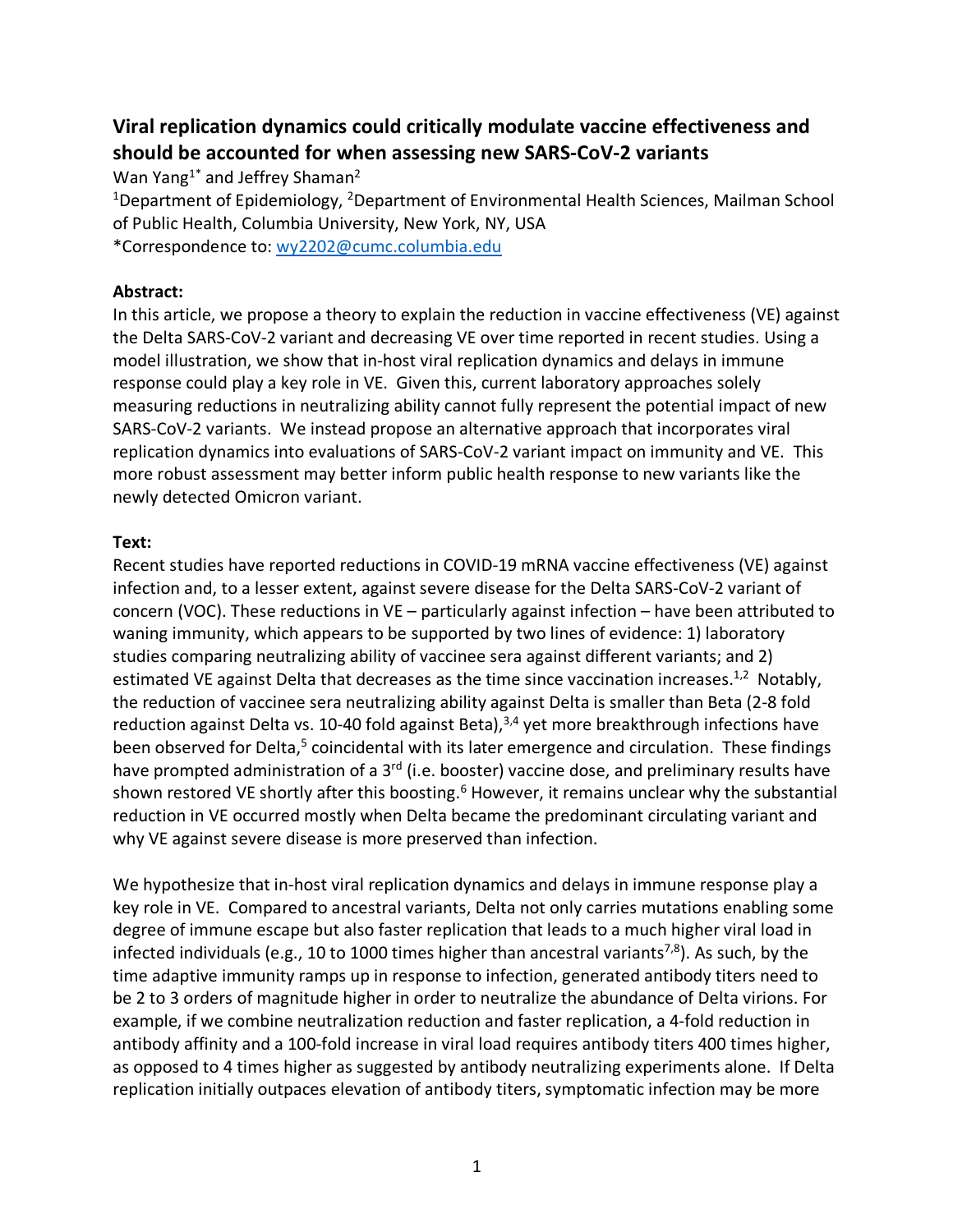# Viral replication dynamics could critically modulate vaccine effectiveness and should be accounted for when assessing new SARS-CoV-2 variants

Wan Yang[1*] and Jeffrey Shaman[2]

[1]Department of Epidemiology, [2]Department of Environmental Health Sciences, Mailman School of Public Health, Columbia University, New York, NY, USA

*Correspondence to: wy2202@cumc.columbia.edu

**Abstract:**

In this article, we propose a theory to explain the reduction in vaccine effectiveness (VE) against the Delta SARS-CoV-2 variant and decreasing VE over time reported in recent studies. Using a model illustration, we show that in-host viral replication dynamics and delays in immune response could play a key role in VE. Given this, current laboratory approaches solely measuring reductions in neutralizing ability cannot fully represent the potential impact of new SARS-CoV-2 variants. We instead propose an alternative approach that incorporates viral replication dynamics into evaluations of SARS-CoV-2 variant impact on immunity and VE. This more robust assessment may better inform public health response to new variants like the newly detected Omicron variant.

**Text:**

Recent studies have reported reductions in COVID-19 mRNA vaccine effectiveness (VE) against infection and, to a lesser extent, against severe disease for the Delta SARS-CoV-2 variant of concern (VOC). These reductions in VE – particularly against infection – have been attributed to waning immunity, which appears to be supported by two lines of evidence: 1) laboratory studies comparing neutralizing ability of vaccinee sera against different variants; and 2) estimated VE against Delta that decreases as the time since vaccination increases.[1,2] Notably, the reduction of vaccinee sera neutralizing ability against Delta is smaller than Beta (2-8 fold reduction against Delta vs. 10-40 fold against Beta),[3,4] yet more breakthrough infections have been observed for Delta,[5] coincidental with its later emergence and circulation. These findings have prompted administration of a 3rd (i.e. booster) vaccine dose, and preliminary results have shown restored VE shortly after this boosting.[6] However, it remains unclear why the substantial reduction in VE occurred mostly when Delta became the predominant circulating variant and why VE against severe disease is more preserved than infection.

We hypothesize that in-host viral replication dynamics and delays in immune response play a key role in VE. Compared to ancestral variants, Delta not only carries mutations enabling some degree of immune escape but also faster replication that leads to a much higher viral load in infected individuals (e.g., 10 to 1000 times higher than ancestral variants[7,8]). As such, by the time adaptive immunity ramps up in response to infection, generated antibody titers need to be 2 to 3 orders of magnitude higher in order to neutralize the abundance of Delta virions. For example, if we combine neutralization reduction and faster replication, a 4-fold reduction in antibody affinity and a 100-fold increase in viral load requires antibody titers 400 times higher, as opposed to 4 times higher as suggested by antibody neutralizing experiments alone. If Delta replication initially outpaces elevation of antibody titers, symptomatic infection may be more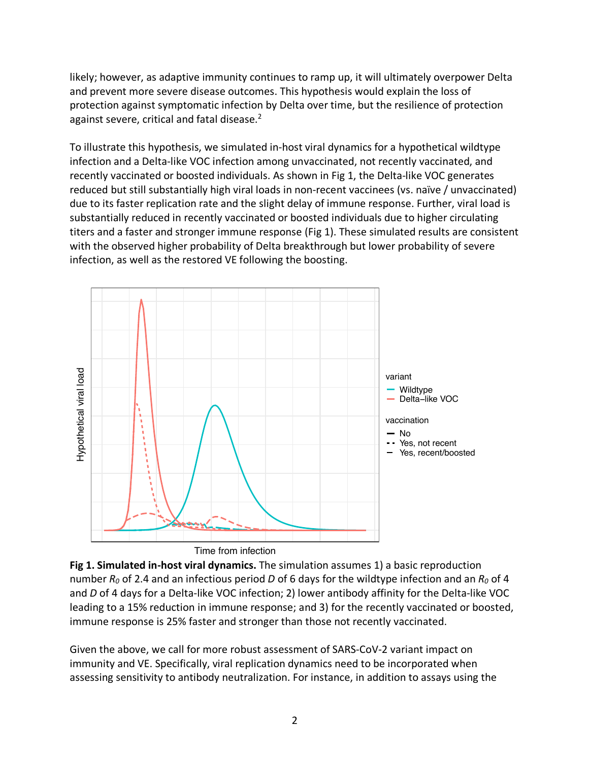likely; however, as adaptive immunity continues to ramp up, it will ultimately overpower Delta and prevent more severe disease outcomes. This hypothesis would explain the loss of protection against symptomatic infection by Delta over time, but the resilience of protection against severe, critical and fatal disease.[2]

To illustrate this hypothesis, we simulated in-host viral dynamics for a hypothetical wildtype infection and a Delta-like VOC infection among unvaccinated, not recently vaccinated, and recently vaccinated or boosted individuals. As shown in Fig 1, the Delta-like VOC generates reduced but still substantially high viral loads in non-recent vaccinees (vs. naïve / unvaccinated) due to its faster replication rate and the slight delay of immune response. Further, viral load is substantially reduced in recently vaccinated or boosted individuals due to higher circulating titers and a faster and stronger immune response (Fig 1). These simulated results are consistent with the observed higher probability of Delta breakthrough but lower probability of severe infection, as well as the restored VE following the boosting.

**Fig 1. Simulated in-host viral dynamics.** The simulation assumes 1) a basic reproduction number $R_0$ of 2.4 and an infectious period $D$ of 6 days for the wildtype infection and an $R_0$ of 4 and $D$ of 4 days for a Delta-like VOC infection; 2) lower antibody affinity for the Delta-like VOC leading to a 15% reduction in immune response; and 3) for the recently vaccinated or boosted, immune response is 25% faster and stronger than those not recently vaccinated.

Given the above, we call for more robust assessment of SARS-CoV-2 variant impact on immunity and VE. Specifically, viral replication dynamics need to be incorporated when assessing sensitivity to antibody neutralization. For instance, in addition to assays using the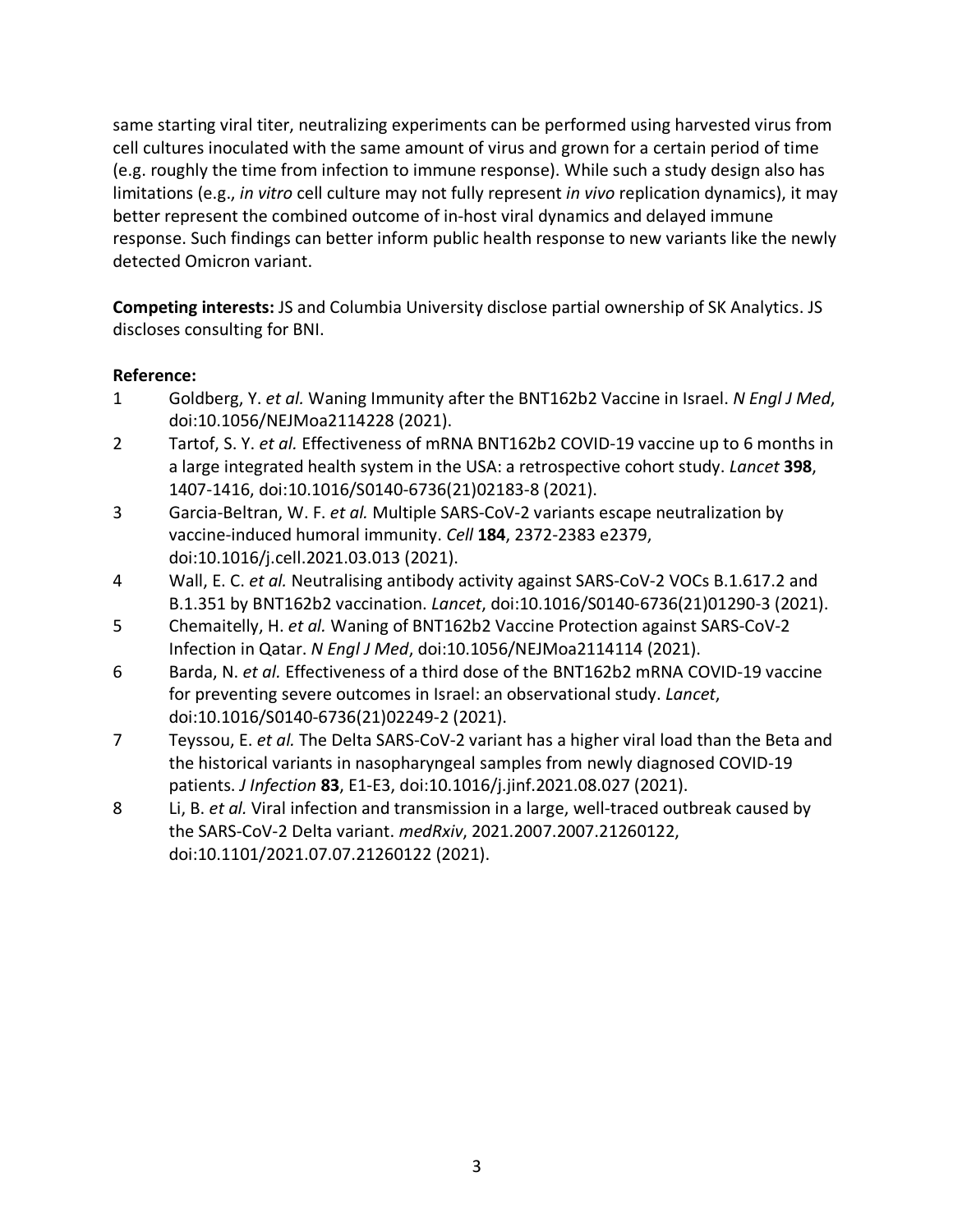same starting viral titer, neutralizing experiments can be performed using harvested virus from cell cultures inoculated with the same amount of virus and grown for a certain period of time (e.g. roughly the time from infection to immune response). While such a study design also has limitations (e.g., *in vitro* cell culture may not fully represent *in vivo* replication dynamics), it may better represent the combined outcome of in-host viral dynamics and delayed immune response. Such findings can better inform public health response to new variants like the newly detected Omicron variant.

**Competing interests:** JS and Columbia University disclose partial ownership of SK Analytics. JS discloses consulting for BNI.

**Reference:**

1. Goldberg, Y. *et al.* Waning Immunity after the BNT162b2 Vaccine in Israel. *N Engl J Med*, doi:10.1056/NEJMoa2114228 (2021).
2. Tartof, S. Y. *et al.* Effectiveness of mRNA BNT162b2 COVID-19 vaccine up to 6 months in a large integrated health system in the USA: a retrospective cohort study. *Lancet* **398**, 1407-1416, doi:10.1016/S0140-6736(21)02183-8 (2021).
3. Garcia-Beltran, W. F. *et al.* Multiple SARS-CoV-2 variants escape neutralization by vaccine-induced humoral immunity. *Cell* **184**, 2372-2383 e2379, doi:10.1016/j.cell.2021.03.013 (2021).
4. Wall, E. C. *et al.* Neutralising antibody activity against SARS-CoV-2 VOCs B.1.617.2 and B.1.351 by BNT162b2 vaccination. *Lancet*, doi:10.1016/S0140-6736(21)01290-3 (2021).
5. Chemaitelly, H. *et al.* Waning of BNT162b2 Vaccine Protection against SARS-CoV-2 Infection in Qatar. *N Engl J Med*, doi:10.1056/NEJMoa2114114 (2021).
6. Barda, N. *et al.* Effectiveness of a third dose of the BNT162b2 mRNA COVID-19 vaccine for preventing severe outcomes in Israel: an observational study. *Lancet*, doi:10.1016/S0140-6736(21)02249-2 (2021).
7. Teyssou, E. *et al.* The Delta SARS-CoV-2 variant has a higher viral load than the Beta and the historical variants in nasopharyngeal samples from newly diagnosed COVID-19 patients. *J Infection* **83**, E1-E3, doi:10.1016/j.jinf.2021.08.027 (2021).
8. Li, B. *et al.* Viral infection and transmission in a large, well-traced outbreak caused by the SARS-CoV-2 Delta variant. *medRxiv*, 2021.2007.2007.21260122, doi:10.1101/2021.07.07.21260122 (2021).